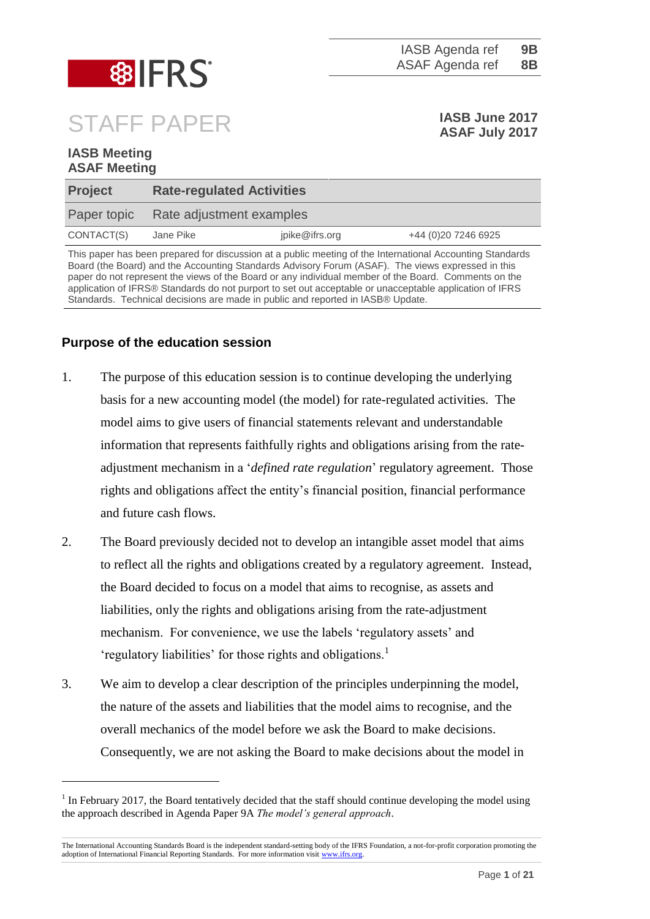IASB Agenda ref **9B**
ASAF Agenda ref **8B**

# STAFF PAPER

**IASB June 2017**
**ASAF July 2017**

**IASB Meeting**
**ASAF Meeting**

| **Project** | **Rate-regulated Activities** | | |
|---|---|---|---|
| Paper topic | Rate adjustment examples | | |
| CONTACT(S) | Jane Pike | jpike@ifrs.org | +44 (0)20 7246 6925 |

This paper has been prepared for discussion at a public meeting of the International Accounting Standards Board (the Board) and the Accounting Standards Advisory Forum (ASAF). The views expressed in this paper do not represent the views of the Board or any individual member of the Board. Comments on the application of IFRS® Standards do not purport to set out acceptable or unacceptable application of IFRS Standards. Technical decisions are made in public and reported in IASB® Update.

## Purpose of the education session

1. The purpose of this education session is to continue developing the underlying basis for a new accounting model (the model) for rate-regulated activities. The model aims to give users of financial statements relevant and understandable information that represents faithfully rights and obligations arising from the rate-adjustment mechanism in a '*defined rate regulation*' regulatory agreement. Those rights and obligations affect the entity's financial position, financial performance and future cash flows.

2. The Board previously decided not to develop an intangible asset model that aims to reflect all the rights and obligations created by a regulatory agreement. Instead, the Board decided to focus on a model that aims to recognise, as assets and liabilities, only the rights and obligations arising from the rate-adjustment mechanism. For convenience, we use the labels 'regulatory assets' and 'regulatory liabilities' for those rights and obligations.[1]

3. We aim to develop a clear description of the principles underpinning the model, the nature of the assets and liabilities that the model aims to recognise, and the overall mechanics of the model before we ask the Board to make decisions. Consequently, we are not asking the Board to make decisions about the model in

---

[1] In February 2017, the Board tentatively decided that the staff should continue developing the model using the approach described in Agenda Paper 9A *The model's general approach*.

The International Accounting Standards Board is the independent standard-setting body of the IFRS Foundation, a not-for-profit corporation promoting the adoption of International Financial Reporting Standards. For more information visit www.ifrs.org.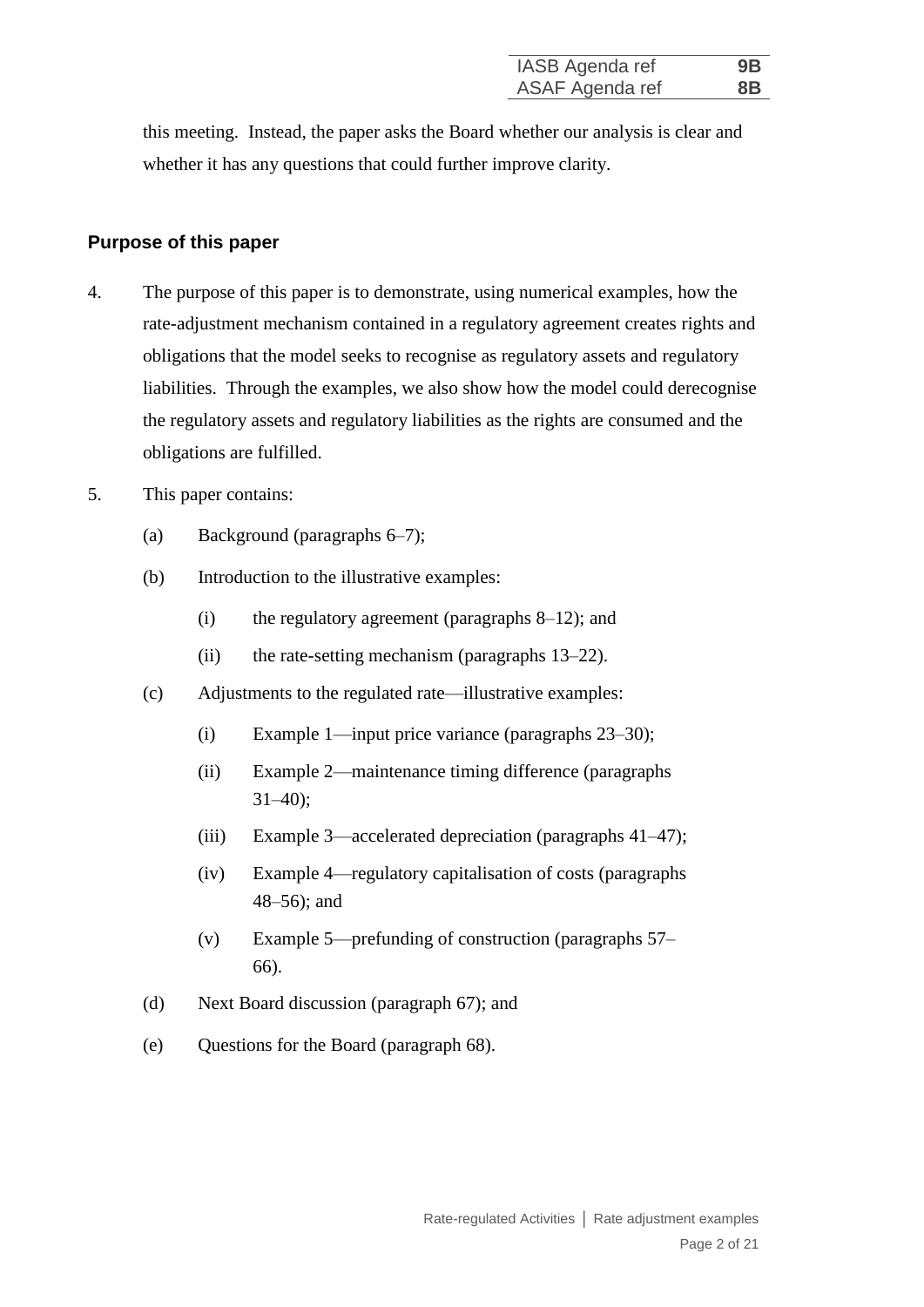this meeting. Instead, the paper asks the Board whether our analysis is clear and whether it has any questions that could further improve clarity.

## Purpose of this paper

4. The purpose of this paper is to demonstrate, using numerical examples, how the rate-adjustment mechanism contained in a regulatory agreement creates rights and obligations that the model seeks to recognise as regulatory assets and regulatory liabilities. Through the examples, we also show how the model could derecognise the regulatory assets and regulatory liabilities as the rights are consumed and the obligations are fulfilled.

5. This paper contains:
   - (a) Background (paragraphs 6–7);
   - (b) Introduction to the illustrative examples:
     - (i) the regulatory agreement (paragraphs 8–12); and
     - (ii) the rate-setting mechanism (paragraphs 13–22).
   - (c) Adjustments to the regulated rate—illustrative examples:
     - (i) Example 1—input price variance (paragraphs 23–30);
     - (ii) Example 2—maintenance timing difference (paragraphs 31–40);
     - (iii) Example 3—accelerated depreciation (paragraphs 41–47);
     - (iv) Example 4—regulatory capitalisation of costs (paragraphs 48–56); and
     - (v) Example 5—prefunding of construction (paragraphs 57–66).
   - (d) Next Board discussion (paragraph 67); and
   - (e) Questions for the Board (paragraph 68).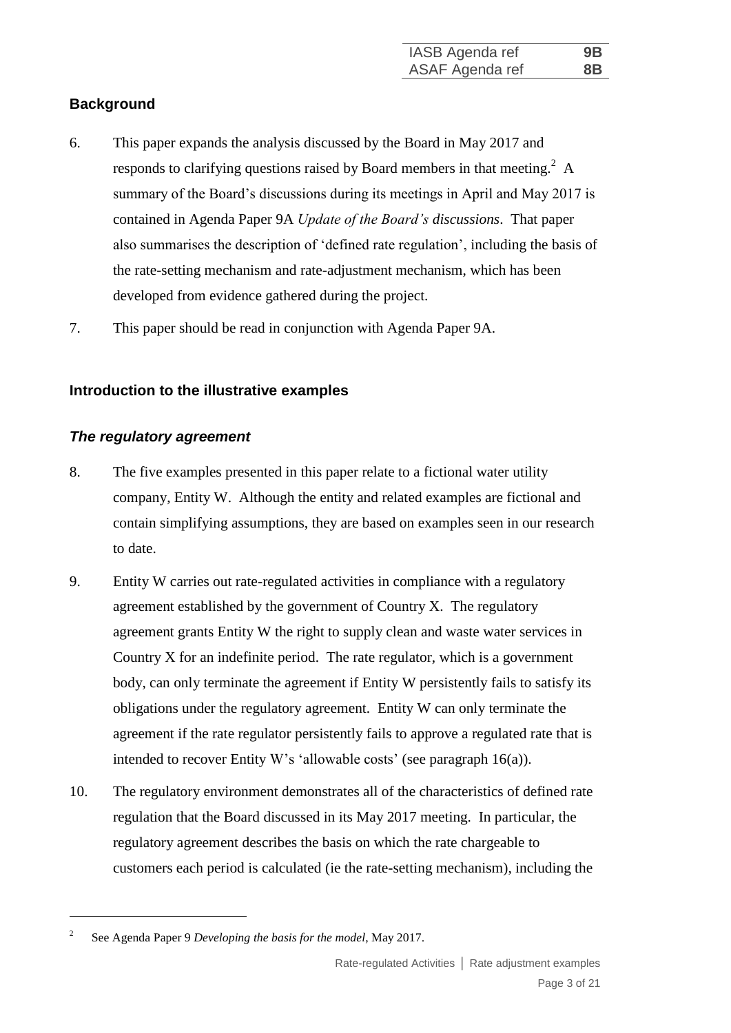## Background

6. This paper expands the analysis discussed by the Board in May 2017 and responds to clarifying questions raised by Board members in that meeting.[2] A summary of the Board's discussions during its meetings in April and May 2017 is contained in Agenda Paper 9A *Update of the Board's discussions*. That paper also summarises the description of 'defined rate regulation', including the basis of the rate-setting mechanism and rate-adjustment mechanism, which has been developed from evidence gathered during the project.

7. This paper should be read in conjunction with Agenda Paper 9A.

## Introduction to the illustrative examples

### *The regulatory agreement*

8. The five examples presented in this paper relate to a fictional water utility company, Entity W. Although the entity and related examples are fictional and contain simplifying assumptions, they are based on examples seen in our research to date.

9. Entity W carries out rate-regulated activities in compliance with a regulatory agreement established by the government of Country X. The regulatory agreement grants Entity W the right to supply clean and waste water services in Country X for an indefinite period. The rate regulator, which is a government body, can only terminate the agreement if Entity W persistently fails to satisfy its obligations under the regulatory agreement. Entity W can only terminate the agreement if the rate regulator persistently fails to approve a regulated rate that is intended to recover Entity W's 'allowable costs' (see paragraph 16(a)).

10. The regulatory environment demonstrates all of the characteristics of defined rate regulation that the Board discussed in its May 2017 meeting. In particular, the regulatory agreement describes the basis on which the rate chargeable to customers each period is calculated (ie the rate-setting mechanism), including the

---

[2] See Agenda Paper 9 *Developing the basis for the model*, May 2017.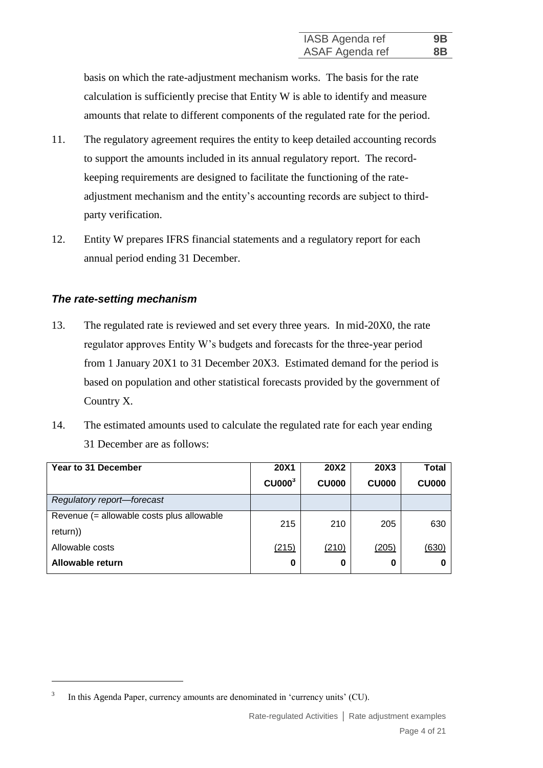basis on which the rate-adjustment mechanism works. The basis for the rate calculation is sufficiently precise that Entity W is able to identify and measure amounts that relate to different components of the regulated rate for the period.

11. The regulatory agreement requires the entity to keep detailed accounting records to support the amounts included in its annual regulatory report. The record-keeping requirements are designed to facilitate the functioning of the rate-adjustment mechanism and the entity's accounting records are subject to third-party verification.

12. Entity W prepares IFRS financial statements and a regulatory report for each annual period ending 31 December.

### *The rate-setting mechanism*

13. The regulated rate is reviewed and set every three years. In mid-20X0, the rate regulator approves Entity W's budgets and forecasts for the three-year period from 1 January 20X1 to 31 December 20X3. Estimated demand for the period is based on population and other statistical forecasts provided by the government of Country X.

14. The estimated amounts used to calculate the regulated rate for each year ending 31 December are as follows:

| **Year to 31 December** | **20X1** | **20X2** | **20X3** | **Total** |
|---|---|---|---|---|
| | **CU000**[3] | **CU000** | **CU000** | **CU000** |
| *Regulatory report—forecast* | | | | |
| Revenue (= allowable costs plus allowable return)) | 215 | 210 | 205 | 630 |
| Allowable costs | (215) | (210) | (205) | (630) |
| **Allowable return** | **0** | **0** | **0** | **0** |

[3] In this Agenda Paper, currency amounts are denominated in 'currency units' (CU).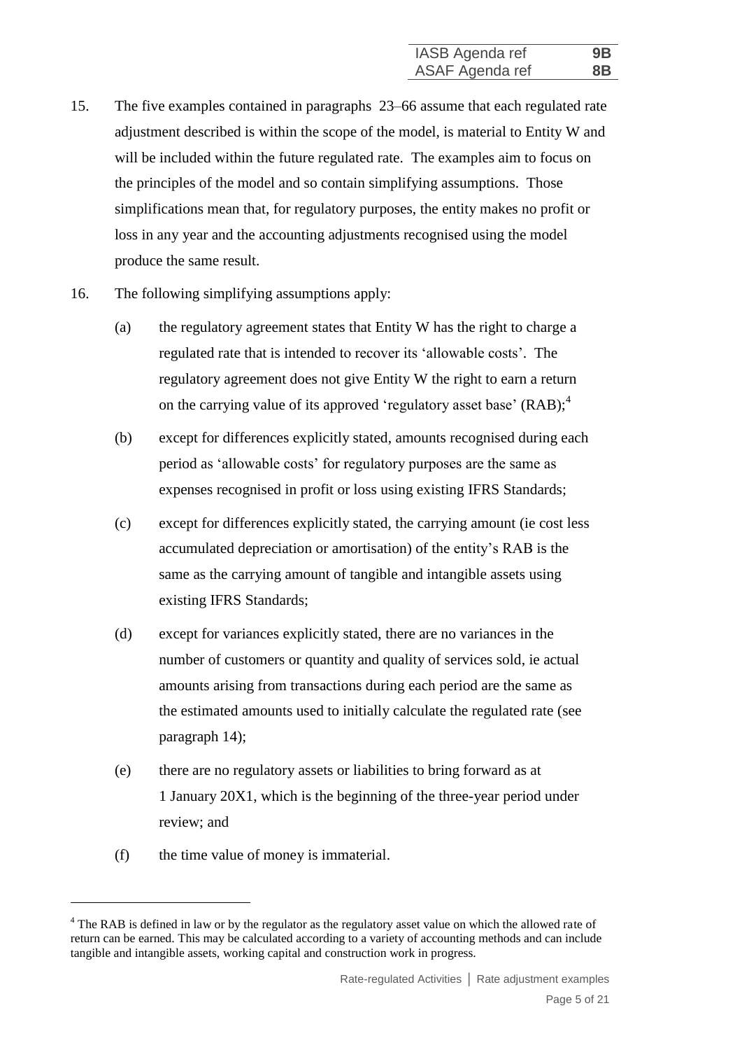15. The five examples contained in paragraphs 23–66 assume that each regulated rate adjustment described is within the scope of the model, is material to Entity W and will be included within the future regulated rate. The examples aim to focus on the principles of the model and so contain simplifying assumptions. Those simplifications mean that, for regulatory purposes, the entity makes no profit or loss in any year and the accounting adjustments recognised using the model produce the same result.

16. The following simplifying assumptions apply:

    (a) the regulatory agreement states that Entity W has the right to charge a regulated rate that is intended to recover its 'allowable costs'. The regulatory agreement does not give Entity W the right to earn a return on the carrying value of its approved 'regulatory asset base' (RAB);[4]

    (b) except for differences explicitly stated, amounts recognised during each period as 'allowable costs' for regulatory purposes are the same as expenses recognised in profit or loss using existing IFRS Standards;

    (c) except for differences explicitly stated, the carrying amount (ie cost less accumulated depreciation or amortisation) of the entity's RAB is the same as the carrying amount of tangible and intangible assets using existing IFRS Standards;

    (d) except for variances explicitly stated, there are no variances in the number of customers or quantity and quality of services sold, ie actual amounts arising from transactions during each period are the same as the estimated amounts used to initially calculate the regulated rate (see paragraph 14);

    (e) there are no regulatory assets or liabilities to bring forward as at 1 January 20X1, which is the beginning of the three-year period under review; and

    (f) the time value of money is immaterial.

[4] The RAB is defined in law or by the regulator as the regulatory asset value on which the allowed rate of return can be earned. This may be calculated according to a variety of accounting methods and can include tangible and intangible assets, working capital and construction work in progress.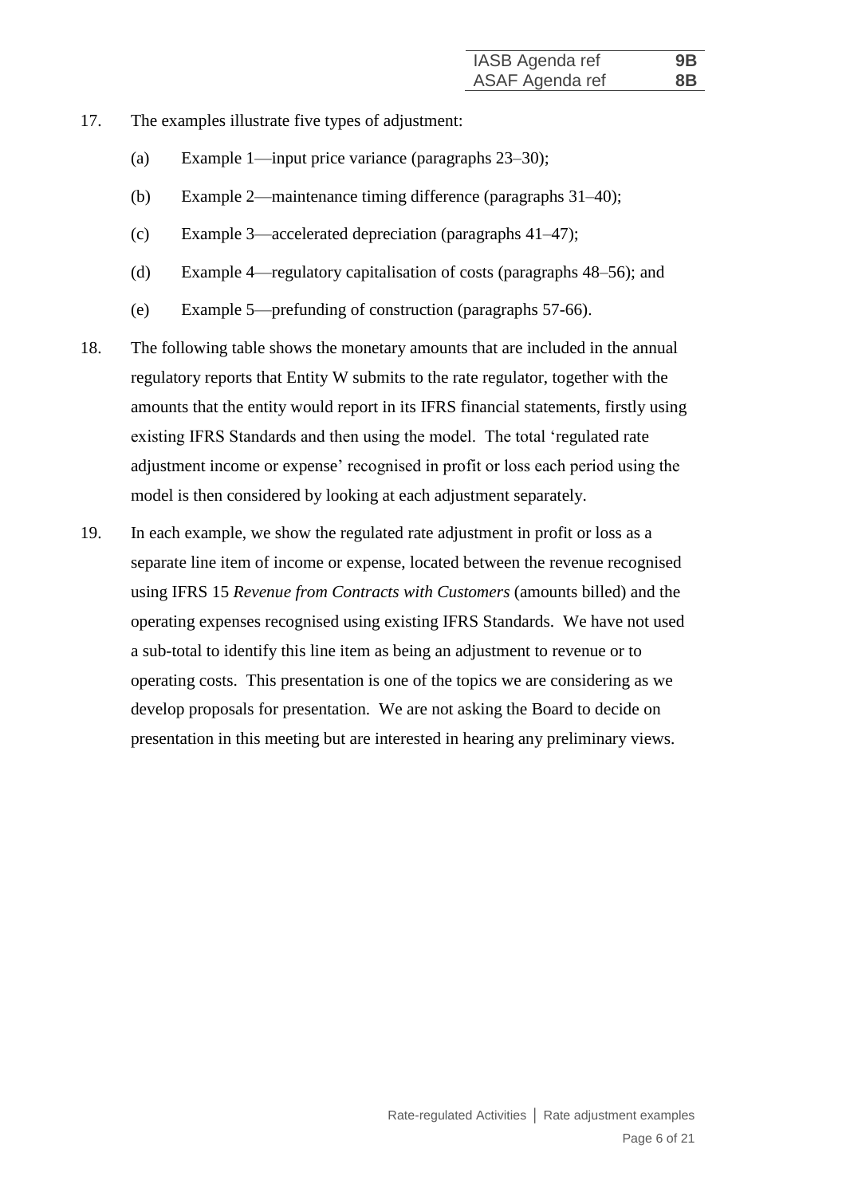17. The examples illustrate five types of adjustment:

    (a) Example 1—input price variance (paragraphs 23–30);

    (b) Example 2—maintenance timing difference (paragraphs 31–40);

    (c) Example 3—accelerated depreciation (paragraphs 41–47);

    (d) Example 4—regulatory capitalisation of costs (paragraphs 48–56); and

    (e) Example 5—prefunding of construction (paragraphs 57-66).

18. The following table shows the monetary amounts that are included in the annual regulatory reports that Entity W submits to the rate regulator, together with the amounts that the entity would report in its IFRS financial statements, firstly using existing IFRS Standards and then using the model. The total 'regulated rate adjustment income or expense' recognised in profit or loss each period using the model is then considered by looking at each adjustment separately.

19. In each example, we show the regulated rate adjustment in profit or loss as a separate line item of income or expense, located between the revenue recognised using IFRS 15 *Revenue from Contracts with Customers* (amounts billed) and the operating expenses recognised using existing IFRS Standards. We have not used a sub-total to identify this line item as being an adjustment to revenue or to operating costs. This presentation is one of the topics we are considering as we develop proposals for presentation. We are not asking the Board to decide on presentation in this meeting but are interested in hearing any preliminary views.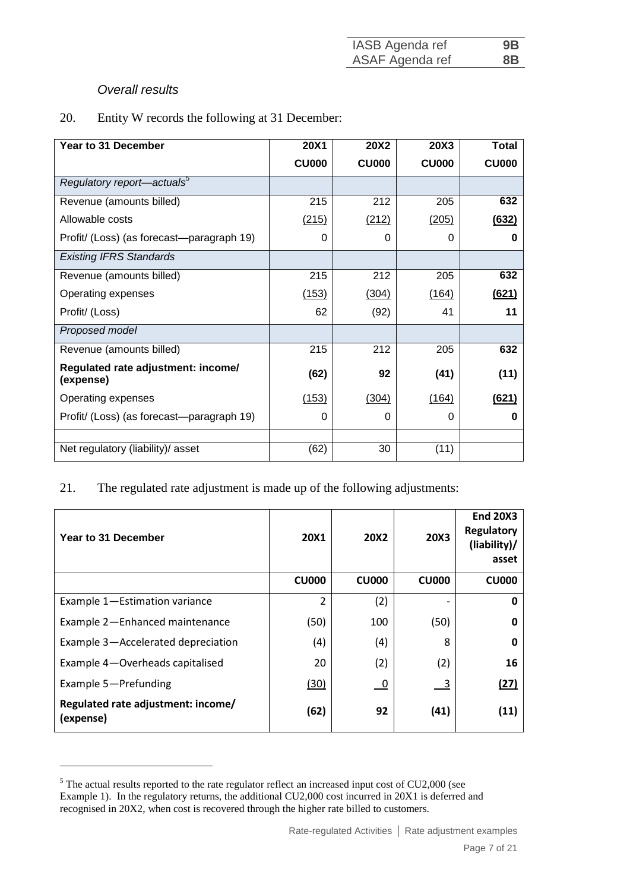*Overall results*

20. Entity W records the following at 31 December:

| Year to 31 December | 20X1 | 20X2 | 20X3 | Total |
|---|---|---|---|---|
| | CU000 | CU000 | CU000 | CU000 |
| *Regulatory report—actuals*[5] | | | | |
| Revenue (amounts billed) | 215 | 212 | 205 | **632** |
| Allowable costs | (215) | (212) | (205) | **(632)** |
| Profit/ (Loss) (as forecast—paragraph 19) | 0 | 0 | 0 | **0** |
| *Existing IFRS Standards* | | | | |
| Revenue (amounts billed) | 215 | 212 | 205 | **632** |
| Operating expenses | (153) | (304) | (164) | **(621)** |
| Profit/ (Loss) | 62 | (92) | 41 | **11** |
| *Proposed model* | | | | |
| Revenue (amounts billed) | 215 | 212 | 205 | **632** |
| **Regulated rate adjustment: income/ (expense)** | **(62)** | **92** | **(41)** | **(11)** |
| Operating expenses | (153) | (304) | (164) | **(621)** |
| Profit/ (Loss) (as forecast—paragraph 19) | 0 | 0 | 0 | **0** |
| | | | | |
| Net regulatory (liability)/ asset | (62) | 30 | (11) | |

21. The regulated rate adjustment is made up of the following adjustments:

| Year to 31 December | 20X1 | 20X2 | 20X3 | End 20X3 Regulatory (liability)/ asset |
|---|---|---|---|---|
| | CU000 | CU000 | CU000 | CU000 |
| Example 1—Estimation variance | 2 | (2) | - | **0** |
| Example 2—Enhanced maintenance | (50) | 100 | (50) | **0** |
| Example 3—Accelerated depreciation | (4) | (4) | 8 | **0** |
| Example 4—Overheads capitalised | 20 | (2) | (2) | **16** |
| Example 5—Prefunding | (30) | 0 | 3 | **(27)** |
| **Regulated rate adjustment: income/ (expense)** | **(62)** | **92** | **(41)** | **(11)** |

[5] The actual results reported to the rate regulator reflect an increased input cost of CU2,000 (see Example 1). In the regulatory returns, the additional CU2,000 cost incurred in 20X1 is deferred and recognised in 20X2, when cost is recovered through the higher rate billed to customers.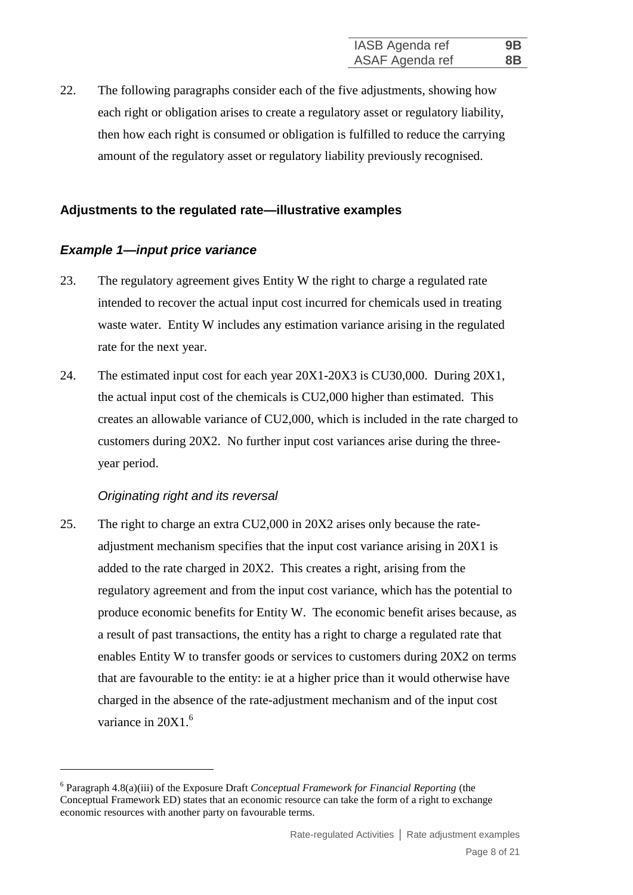22. The following paragraphs consider each of the five adjustments, showing how each right or obligation arises to create a regulatory asset or regulatory liability, then how each right is consumed or obligation is fulfilled to reduce the carrying amount of the regulatory asset or regulatory liability previously recognised.

## Adjustments to the regulated rate—illustrative examples

### *Example 1—input price variance*

23. The regulatory agreement gives Entity W the right to charge a regulated rate intended to recover the actual input cost incurred for chemicals used in treating waste water. Entity W includes any estimation variance arising in the regulated rate for the next year.

24. The estimated input cost for each year 20X1-20X3 is CU30,000. During 20X1, the actual input cost of the chemicals is CU2,000 higher than estimated. This creates an allowable variance of CU2,000, which is included in the rate charged to customers during 20X2. No further input cost variances arise during the three-year period.

#### *Originating right and its reversal*

25. The right to charge an extra CU2,000 in 20X2 arises only because the rate-adjustment mechanism specifies that the input cost variance arising in 20X1 is added to the rate charged in 20X2. This creates a right, arising from the regulatory agreement and from the input cost variance, which has the potential to produce economic benefits for Entity W. The economic benefit arises because, as a result of past transactions, the entity has a right to charge a regulated rate that enables Entity W to transfer goods or services to customers during 20X2 on terms that are favourable to the entity: ie at a higher price than it would otherwise have charged in the absence of the rate-adjustment mechanism and of the input cost variance in 20X1.[6]

---

[6] Paragraph 4.8(a)(iii) of the Exposure Draft *Conceptual Framework for Financial Reporting* (the Conceptual Framework ED) states that an economic resource can take the form of a right to exchange economic resources with another party on favourable terms.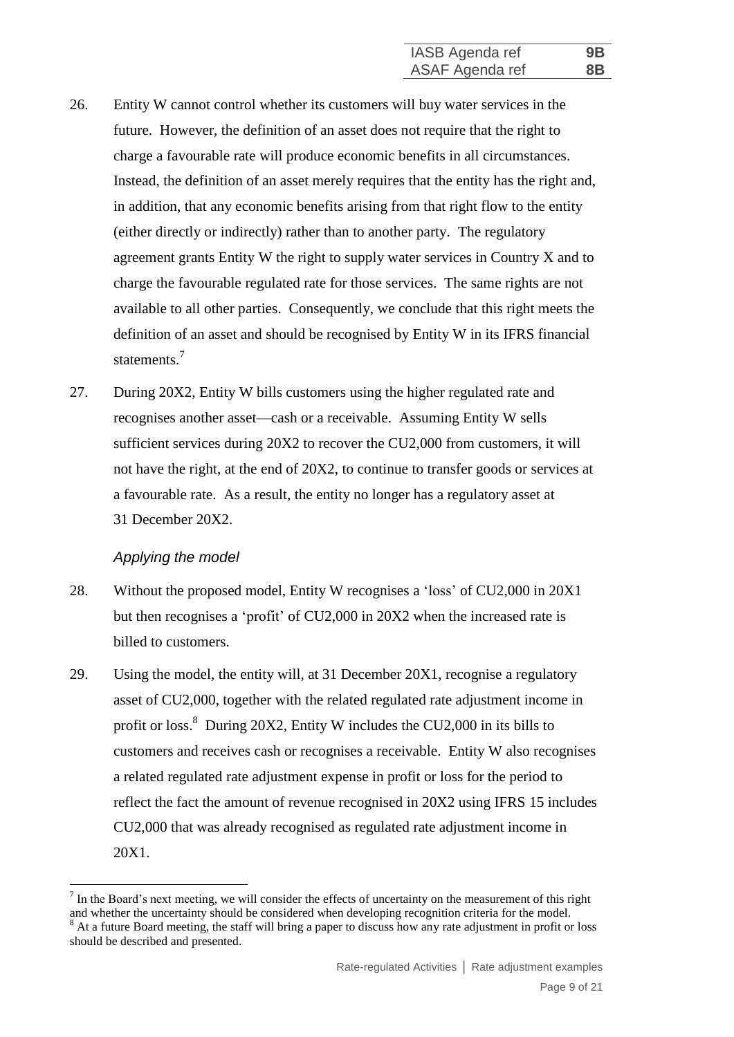26. Entity W cannot control whether its customers will buy water services in the future. However, the definition of an asset does not require that the right to charge a favourable rate will produce economic benefits in all circumstances. Instead, the definition of an asset merely requires that the entity has the right and, in addition, that any economic benefits arising from that right flow to the entity (either directly or indirectly) rather than to another party. The regulatory agreement grants Entity W the right to supply water services in Country X and to charge the favourable regulated rate for those services. The same rights are not available to all other parties. Consequently, we conclude that this right meets the definition of an asset and should be recognised by Entity W in its IFRS financial statements.[7]

27. During 20X2, Entity W bills customers using the higher regulated rate and recognises another asset—cash or a receivable. Assuming Entity W sells sufficient services during 20X2 to recover the CU2,000 from customers, it will not have the right, at the end of 20X2, to continue to transfer goods or services at a favourable rate. As a result, the entity no longer has a regulatory asset at 31 December 20X2.

*Applying the model*

28. Without the proposed model, Entity W recognises a 'loss' of CU2,000 in 20X1 but then recognises a 'profit' of CU2,000 in 20X2 when the increased rate is billed to customers.

29. Using the model, the entity will, at 31 December 20X1, recognise a regulatory asset of CU2,000, together with the related regulated rate adjustment income in profit or loss.[8] During 20X2, Entity W includes the CU2,000 in its bills to customers and receives cash or recognises a receivable. Entity W also recognises a related regulated rate adjustment expense in profit or loss for the period to reflect the fact the amount of revenue recognised in 20X2 using IFRS 15 includes CU2,000 that was already recognised as regulated rate adjustment income in 20X1.

---

[7] In the Board's next meeting, we will consider the effects of uncertainty on the measurement of this right and whether the uncertainty should be considered when developing recognition criteria for the model.

[8] At a future Board meeting, the staff will bring a paper to discuss how any rate adjustment in profit or loss should be described and presented.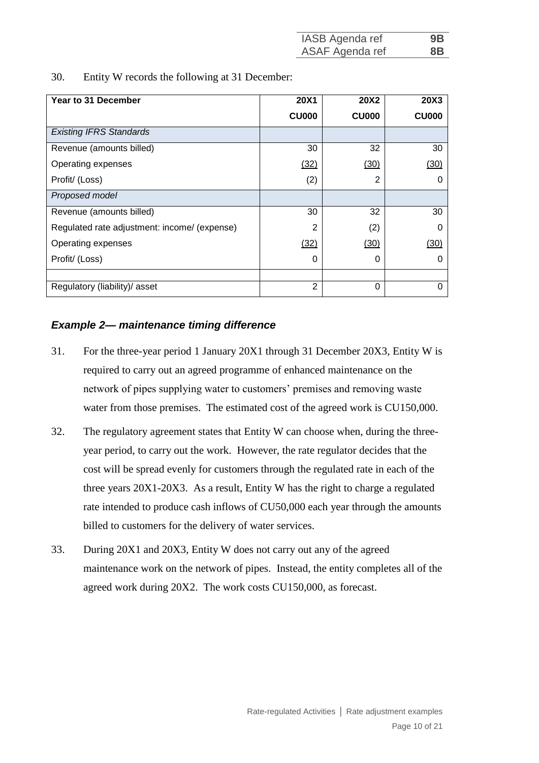30. Entity W records the following at 31 December:

| Year to 31 December | 20X1 | 20X2 | 20X3 |
|---|---|---|---|
| | **CU000** | **CU000** | **CU000** |
| *Existing IFRS Standards* | | | |
| Revenue (amounts billed) | 30 | 32 | 30 |
| Operating expenses | (32) | (30) | (30) |
| Profit/ (Loss) | (2) | 2 | 0 |
| *Proposed model* | | | |
| Revenue (amounts billed) | 30 | 32 | 30 |
| Regulated rate adjustment: income/ (expense) | 2 | (2) | 0 |
| Operating expenses | (32) | (30) | (30) |
| Profit/ (Loss) | 0 | 0 | 0 |
| | | | |
| Regulatory (liability)/ asset | 2 | 0 | 0 |

### *Example 2— maintenance timing difference*

31. For the three-year period 1 January 20X1 through 31 December 20X3, Entity W is required to carry out an agreed programme of enhanced maintenance on the network of pipes supplying water to customers' premises and removing waste water from those premises. The estimated cost of the agreed work is CU150,000.

32. The regulatory agreement states that Entity W can choose when, during the three-year period, to carry out the work. However, the rate regulator decides that the cost will be spread evenly for customers through the regulated rate in each of the three years 20X1-20X3. As a result, Entity W has the right to charge a regulated rate intended to produce cash inflows of CU50,000 each year through the amounts billed to customers for the delivery of water services.

33. During 20X1 and 20X3, Entity W does not carry out any of the agreed maintenance work on the network of pipes. Instead, the entity completes all of the agreed work during 20X2. The work costs CU150,000, as forecast.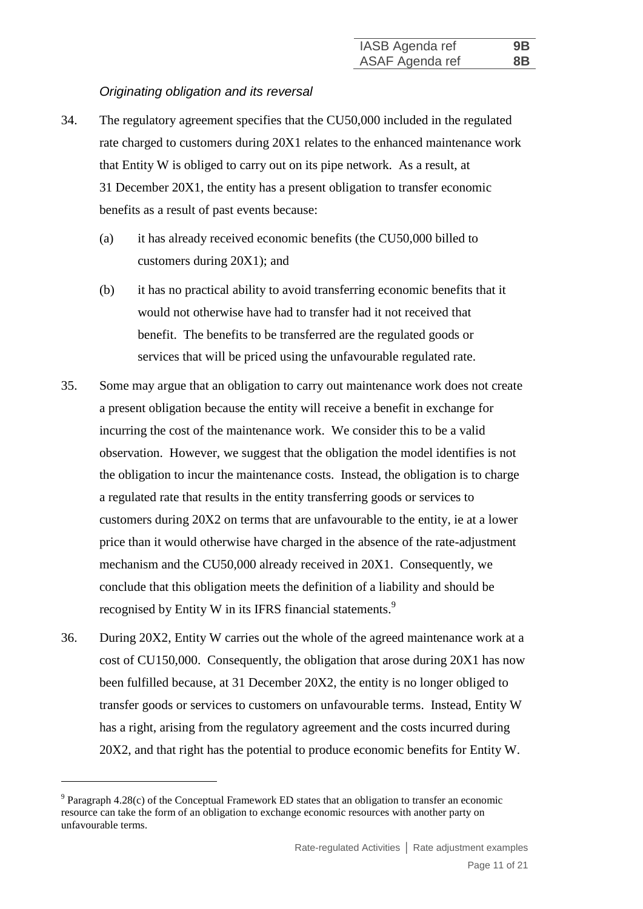*Originating obligation and its reversal*

34. The regulatory agreement specifies that the CU50,000 included in the regulated rate charged to customers during 20X1 relates to the enhanced maintenance work that Entity W is obliged to carry out on its pipe network. As a result, at 31 December 20X1, the entity has a present obligation to transfer economic benefits as a result of past events because:

    (a) it has already received economic benefits (the CU50,000 billed to customers during 20X1); and

    (b) it has no practical ability to avoid transferring economic benefits that it would not otherwise have had to transfer had it not received that benefit. The benefits to be transferred are the regulated goods or services that will be priced using the unfavourable regulated rate.

35. Some may argue that an obligation to carry out maintenance work does not create a present obligation because the entity will receive a benefit in exchange for incurring the cost of the maintenance work. We consider this to be a valid observation. However, we suggest that the obligation the model identifies is not the obligation to incur the maintenance costs. Instead, the obligation is to charge a regulated rate that results in the entity transferring goods or services to customers during 20X2 on terms that are unfavourable to the entity, ie at a lower price than it would otherwise have charged in the absence of the rate-adjustment mechanism and the CU50,000 already received in 20X1. Consequently, we conclude that this obligation meets the definition of a liability and should be recognised by Entity W in its IFRS financial statements.[9]

36. During 20X2, Entity W carries out the whole of the agreed maintenance work at a cost of CU150,000. Consequently, the obligation that arose during 20X1 has now been fulfilled because, at 31 December 20X2, the entity is no longer obliged to transfer goods or services to customers on unfavourable terms. Instead, Entity W has a right, arising from the regulatory agreement and the costs incurred during 20X2, and that right has the potential to produce economic benefits for Entity W.

---

[9] Paragraph 4.28(c) of the Conceptual Framework ED states that an obligation to transfer an economic resource can take the form of an obligation to exchange economic resources with another party on unfavourable terms.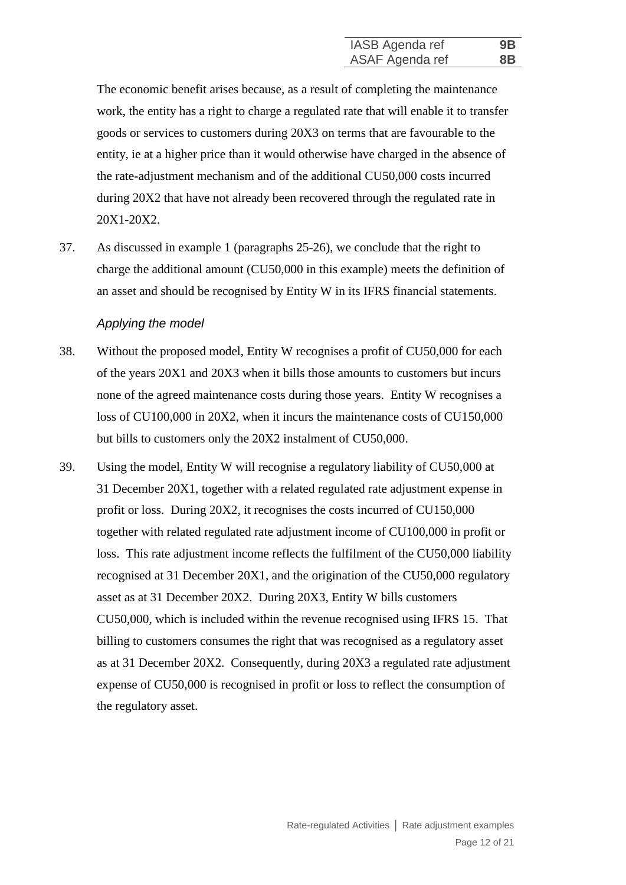The economic benefit arises because, as a result of completing the maintenance work, the entity has a right to charge a regulated rate that will enable it to transfer goods or services to customers during 20X3 on terms that are favourable to the entity, ie at a higher price than it would otherwise have charged in the absence of the rate-adjustment mechanism and of the additional CU50,000 costs incurred during 20X2 that have not already been recovered through the regulated rate in 20X1-20X2.

37. As discussed in example 1 (paragraphs 25-26), we conclude that the right to charge the additional amount (CU50,000 in this example) meets the definition of an asset and should be recognised by Entity W in its IFRS financial statements.

*Applying the model*

38. Without the proposed model, Entity W recognises a profit of CU50,000 for each of the years 20X1 and 20X3 when it bills those amounts to customers but incurs none of the agreed maintenance costs during those years. Entity W recognises a loss of CU100,000 in 20X2, when it incurs the maintenance costs of CU150,000 but bills to customers only the 20X2 instalment of CU50,000.

39. Using the model, Entity W will recognise a regulatory liability of CU50,000 at 31 December 20X1, together with a related regulated rate adjustment expense in profit or loss. During 20X2, it recognises the costs incurred of CU150,000 together with related regulated rate adjustment income of CU100,000 in profit or loss. This rate adjustment income reflects the fulfilment of the CU50,000 liability recognised at 31 December 20X1, and the origination of the CU50,000 regulatory asset as at 31 December 20X2. During 20X3, Entity W bills customers CU50,000, which is included within the revenue recognised using IFRS 15. That billing to customers consumes the right that was recognised as a regulatory asset as at 31 December 20X2. Consequently, during 20X3 a regulated rate adjustment expense of CU50,000 is recognised in profit or loss to reflect the consumption of the regulatory asset.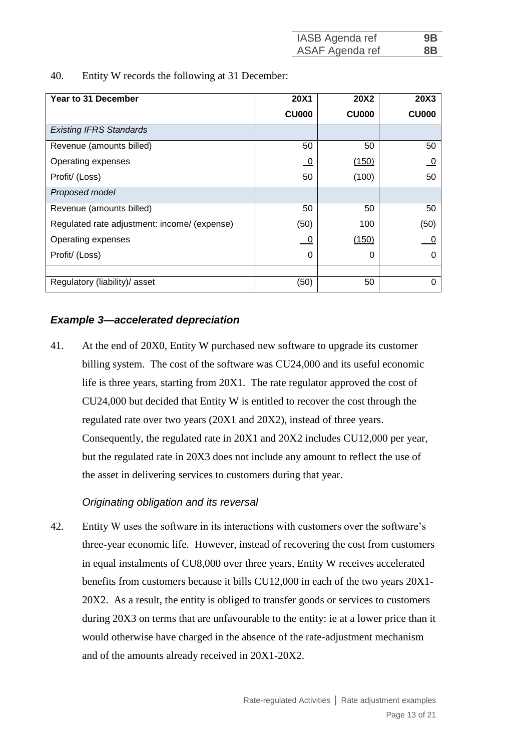40. Entity W records the following at 31 December:

| Year to 31 December | 20X1 | 20X2 | 20X3 |
|---|---|---|---|
| | **CU000** | **CU000** | **CU000** |
| *Existing IFRS Standards* | | | |
| Revenue (amounts billed) | 50 | 50 | 50 |
| Operating expenses | 0 | (150) | 0 |
| Profit/ (Loss) | 50 | (100) | 50 |
| *Proposed model* | | | |
| Revenue (amounts billed) | 50 | 50 | 50 |
| Regulated rate adjustment: income/ (expense) | (50) | 100 | (50) |
| Operating expenses | 0 | (150) | 0 |
| Profit/ (Loss) | 0 | 0 | 0 |
| | | | |
| Regulatory (liability)/ asset | (50) | 50 | 0 |

## *Example 3—accelerated depreciation*

41. At the end of 20X0, Entity W purchased new software to upgrade its customer billing system. The cost of the software was CU24,000 and its useful economic life is three years, starting from 20X1. The rate regulator approved the cost of CU24,000 but decided that Entity W is entitled to recover the cost through the regulated rate over two years (20X1 and 20X2), instead of three years. Consequently, the regulated rate in 20X1 and 20X2 includes CU12,000 per year, but the regulated rate in 20X3 does not include any amount to reflect the use of the asset in delivering services to customers during that year.

### *Originating obligation and its reversal*

42. Entity W uses the software in its interactions with customers over the software's three-year economic life. However, instead of recovering the cost from customers in equal instalments of CU8,000 over three years, Entity W receives accelerated benefits from customers because it bills CU12,000 in each of the two years 20X1-20X2. As a result, the entity is obliged to transfer goods or services to customers during 20X3 on terms that are unfavourable to the entity: ie at a lower price than it would otherwise have charged in the absence of the rate-adjustment mechanism and of the amounts already received in 20X1-20X2.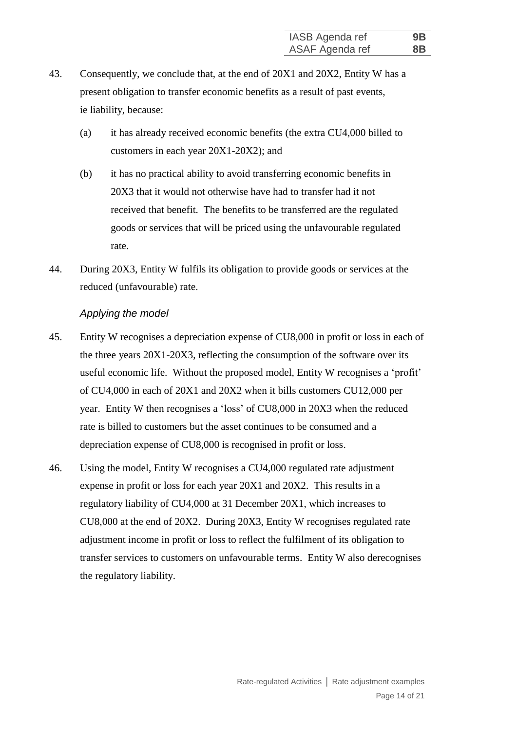43. Consequently, we conclude that, at the end of 20X1 and 20X2, Entity W has a present obligation to transfer economic benefits as a result of past events, ie liability, because:

    (a) it has already received economic benefits (the extra CU4,000 billed to customers in each year 20X1-20X2); and

    (b) it has no practical ability to avoid transferring economic benefits in 20X3 that it would not otherwise have had to transfer had it not received that benefit. The benefits to be transferred are the regulated goods or services that will be priced using the unfavourable regulated rate.

44. During 20X3, Entity W fulfils its obligation to provide goods or services at the reduced (unfavourable) rate.

*Applying the model*

45. Entity W recognises a depreciation expense of CU8,000 in profit or loss in each of the three years 20X1-20X3, reflecting the consumption of the software over its useful economic life. Without the proposed model, Entity W recognises a 'profit' of CU4,000 in each of 20X1 and 20X2 when it bills customers CU12,000 per year. Entity W then recognises a 'loss' of CU8,000 in 20X3 when the reduced rate is billed to customers but the asset continues to be consumed and a depreciation expense of CU8,000 is recognised in profit or loss.

46. Using the model, Entity W recognises a CU4,000 regulated rate adjustment expense in profit or loss for each year 20X1 and 20X2. This results in a regulatory liability of CU4,000 at 31 December 20X1, which increases to CU8,000 at the end of 20X2. During 20X3, Entity W recognises regulated rate adjustment income in profit or loss to reflect the fulfilment of its obligation to transfer services to customers on unfavourable terms. Entity W also derecognises the regulatory liability.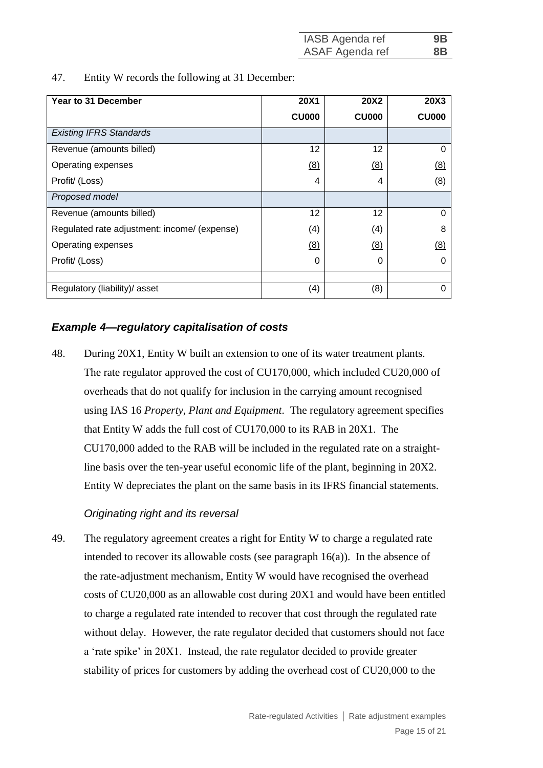47. Entity W records the following at 31 December:

| Year to 31 December | 20X1 | 20X2 | 20X3 |
|---|---|---|---|
| | CU000 | CU000 | CU000 |
| *Existing IFRS Standards* | | | |
| Revenue (amounts billed) | 12 | 12 | 0 |
| Operating expenses | (8) | (8) | (8) |
| Profit/ (Loss) | 4 | 4 | (8) |
| *Proposed model* | | | |
| Revenue (amounts billed) | 12 | 12 | 0 |
| Regulated rate adjustment: income/ (expense) | (4) | (4) | 8 |
| Operating expenses | (8) | (8) | (8) |
| Profit/ (Loss) | 0 | 0 | 0 |
| | | | |
| Regulatory (liability)/ asset | (4) | (8) | 0 |

## *Example 4—regulatory capitalisation of costs*

48. During 20X1, Entity W built an extension to one of its water treatment plants. The rate regulator approved the cost of CU170,000, which included CU20,000 of overheads that do not qualify for inclusion in the carrying amount recognised using IAS 16 *Property, Plant and Equipment*. The regulatory agreement specifies that Entity W adds the full cost of CU170,000 to its RAB in 20X1. The CU170,000 added to the RAB will be included in the regulated rate on a straight-line basis over the ten-year useful economic life of the plant, beginning in 20X2. Entity W depreciates the plant on the same basis in its IFRS financial statements.

### *Originating right and its reversal*

49. The regulatory agreement creates a right for Entity W to charge a regulated rate intended to recover its allowable costs (see paragraph 16(a)). In the absence of the rate-adjustment mechanism, Entity W would have recognised the overhead costs of CU20,000 as an allowable cost during 20X1 and would have been entitled to charge a regulated rate intended to recover that cost through the regulated rate without delay. However, the rate regulator decided that customers should not face a 'rate spike' in 20X1. Instead, the rate regulator decided to provide greater stability of prices for customers by adding the overhead cost of CU20,000 to the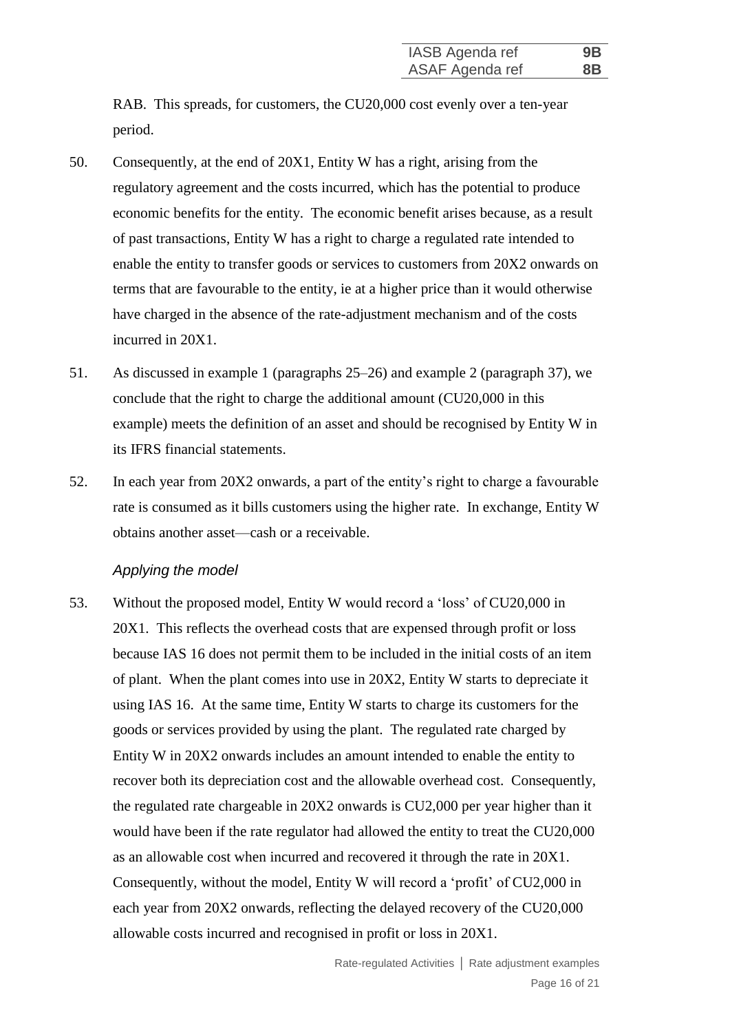RAB. This spreads, for customers, the CU20,000 cost evenly over a ten-year period.

50. Consequently, at the end of 20X1, Entity W has a right, arising from the regulatory agreement and the costs incurred, which has the potential to produce economic benefits for the entity. The economic benefit arises because, as a result of past transactions, Entity W has a right to charge a regulated rate intended to enable the entity to transfer goods or services to customers from 20X2 onwards on terms that are favourable to the entity, ie at a higher price than it would otherwise have charged in the absence of the rate-adjustment mechanism and of the costs incurred in 20X1.

51. As discussed in example 1 (paragraphs 25–26) and example 2 (paragraph 37), we conclude that the right to charge the additional amount (CU20,000 in this example) meets the definition of an asset and should be recognised by Entity W in its IFRS financial statements.

52. In each year from 20X2 onwards, a part of the entity's right to charge a favourable rate is consumed as it bills customers using the higher rate. In exchange, Entity W obtains another asset—cash or a receivable.

### *Applying the model*

53. Without the proposed model, Entity W would record a 'loss' of CU20,000 in 20X1. This reflects the overhead costs that are expensed through profit or loss because IAS 16 does not permit them to be included in the initial costs of an item of plant. When the plant comes into use in 20X2, Entity W starts to depreciate it using IAS 16. At the same time, Entity W starts to charge its customers for the goods or services provided by using the plant. The regulated rate charged by Entity W in 20X2 onwards includes an amount intended to enable the entity to recover both its depreciation cost and the allowable overhead cost. Consequently, the regulated rate chargeable in 20X2 onwards is CU2,000 per year higher than it would have been if the rate regulator had allowed the entity to treat the CU20,000 as an allowable cost when incurred and recovered it through the rate in 20X1. Consequently, without the model, Entity W will record a 'profit' of CU2,000 in each year from 20X2 onwards, reflecting the delayed recovery of the CU20,000 allowable costs incurred and recognised in profit or loss in 20X1.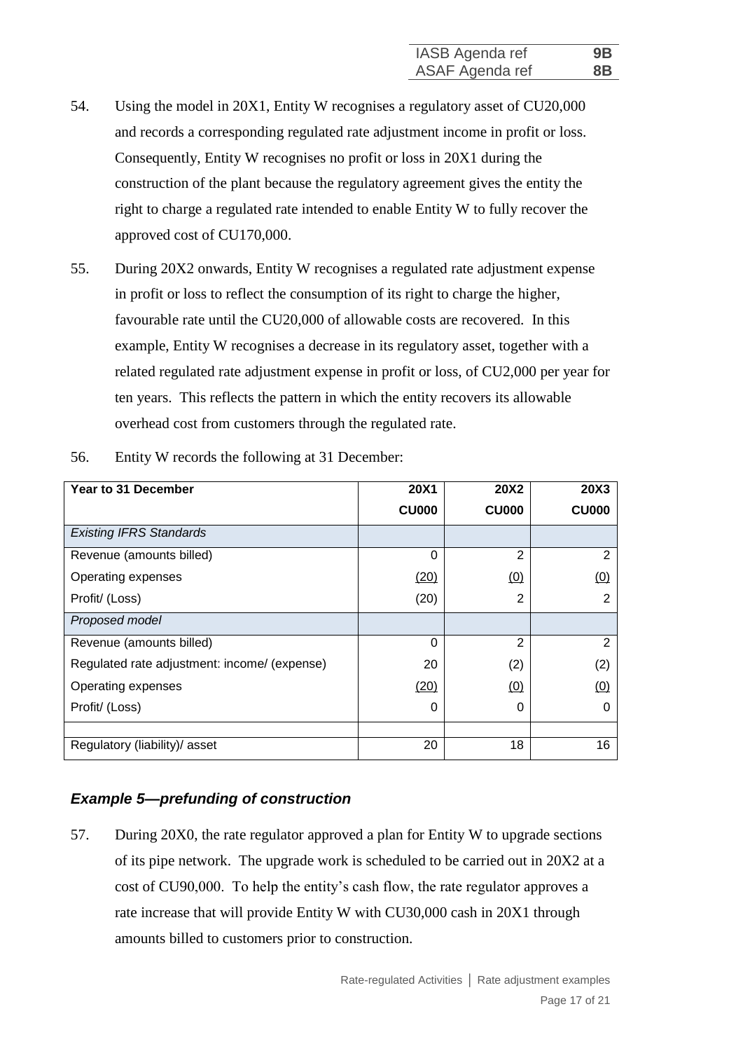54. Using the model in 20X1, Entity W recognises a regulatory asset of CU20,000 and records a corresponding regulated rate adjustment income in profit or loss. Consequently, Entity W recognises no profit or loss in 20X1 during the construction of the plant because the regulatory agreement gives the entity the right to charge a regulated rate intended to enable Entity W to fully recover the approved cost of CU170,000.

55. During 20X2 onwards, Entity W recognises a regulated rate adjustment expense in profit or loss to reflect the consumption of its right to charge the higher, favourable rate until the CU20,000 of allowable costs are recovered. In this example, Entity W recognises a decrease in its regulatory asset, together with a related regulated rate adjustment expense in profit or loss, of CU2,000 per year for ten years. This reflects the pattern in which the entity recovers its allowable overhead cost from customers through the regulated rate.

56. Entity W records the following at 31 December:

| Year to 31 December | 20X1 | 20X2 | 20X3 |
|---|---|---|---|
| | CU000 | CU000 | CU000 |
| *Existing IFRS Standards* | | | |
| Revenue (amounts billed) | 0 | 2 | 2 |
| Operating expenses | (20) | (0) | (0) |
| Profit/ (Loss) | (20) | 2 | 2 |
| *Proposed model* | | | |
| Revenue (amounts billed) | 0 | 2 | 2 |
| Regulated rate adjustment: income/ (expense) | 20 | (2) | (2) |
| Operating expenses | (20) | (0) | (0) |
| Profit/ (Loss) | 0 | 0 | 0 |
| | | | |
| Regulatory (liability)/ asset | 20 | 18 | 16 |

### *Example 5—prefunding of construction*

57. During 20X0, the rate regulator approved a plan for Entity W to upgrade sections of its pipe network. The upgrade work is scheduled to be carried out in 20X2 at a cost of CU90,000. To help the entity's cash flow, the rate regulator approves a rate increase that will provide Entity W with CU30,000 cash in 20X1 through amounts billed to customers prior to construction.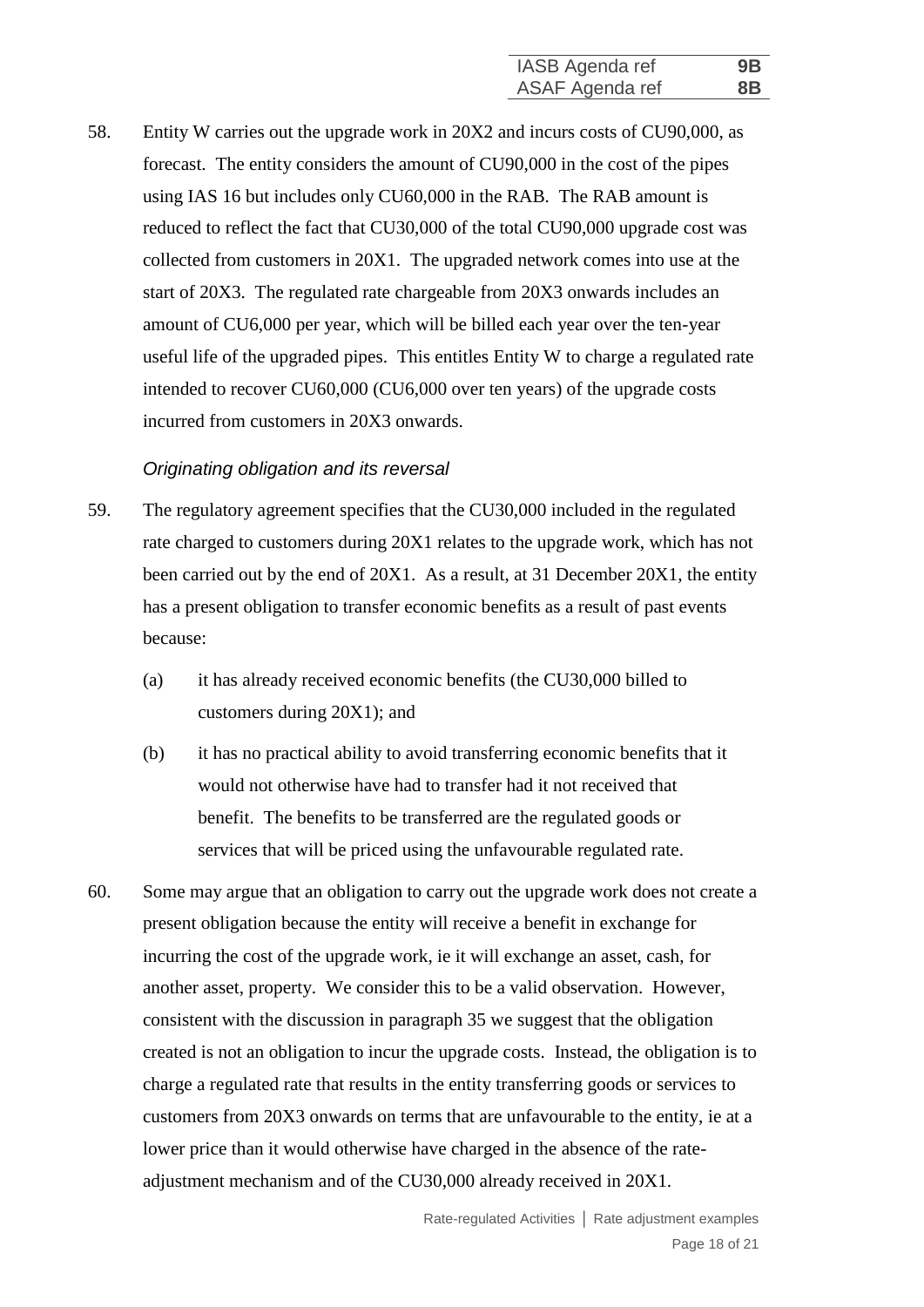58. Entity W carries out the upgrade work in 20X2 and incurs costs of CU90,000, as forecast. The entity considers the amount of CU90,000 in the cost of the pipes using IAS 16 but includes only CU60,000 in the RAB. The RAB amount is reduced to reflect the fact that CU30,000 of the total CU90,000 upgrade cost was collected from customers in 20X1. The upgraded network comes into use at the start of 20X3. The regulated rate chargeable from 20X3 onwards includes an amount of CU6,000 per year, which will be billed each year over the ten-year useful life of the upgraded pipes. This entitles Entity W to charge a regulated rate intended to recover CU60,000 (CU6,000 over ten years) of the upgrade costs incurred from customers in 20X3 onwards.

*Originating obligation and its reversal*

59. The regulatory agreement specifies that the CU30,000 included in the regulated rate charged to customers during 20X1 relates to the upgrade work, which has not been carried out by the end of 20X1. As a result, at 31 December 20X1, the entity has a present obligation to transfer economic benefits as a result of past events because:

    (a) it has already received economic benefits (the CU30,000 billed to customers during 20X1); and

    (b) it has no practical ability to avoid transferring economic benefits that it would not otherwise have had to transfer had it not received that benefit. The benefits to be transferred are the regulated goods or services that will be priced using the unfavourable regulated rate.

60. Some may argue that an obligation to carry out the upgrade work does not create a present obligation because the entity will receive a benefit in exchange for incurring the cost of the upgrade work, ie it will exchange an asset, cash, for another asset, property. We consider this to be a valid observation. However, consistent with the discussion in paragraph 35 we suggest that the obligation created is not an obligation to incur the upgrade costs. Instead, the obligation is to charge a regulated rate that results in the entity transferring goods or services to customers from 20X3 onwards on terms that are unfavourable to the entity, ie at a lower price than it would otherwise have charged in the absence of the rate-adjustment mechanism and of the CU30,000 already received in 20X1.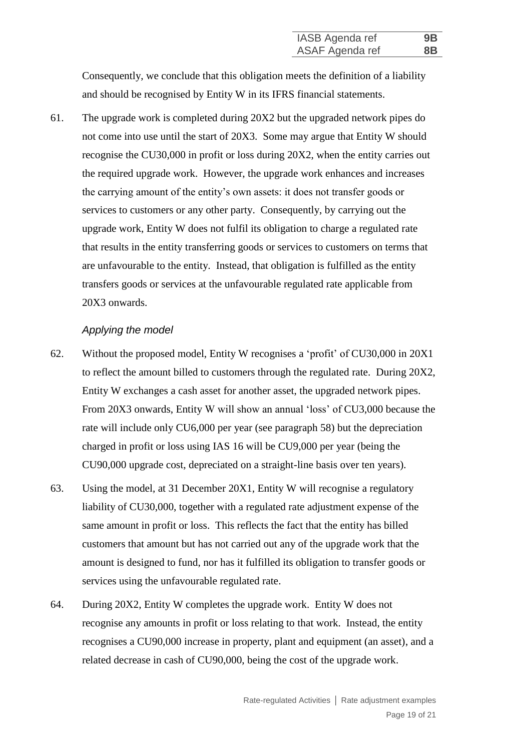Consequently, we conclude that this obligation meets the definition of a liability and should be recognised by Entity W in its IFRS financial statements.

61. The upgrade work is completed during 20X2 but the upgraded network pipes do not come into use until the start of 20X3. Some may argue that Entity W should recognise the CU30,000 in profit or loss during 20X2, when the entity carries out the required upgrade work. However, the upgrade work enhances and increases the carrying amount of the entity's own assets: it does not transfer goods or services to customers or any other party. Consequently, by carrying out the upgrade work, Entity W does not fulfil its obligation to charge a regulated rate that results in the entity transferring goods or services to customers on terms that are unfavourable to the entity. Instead, that obligation is fulfilled as the entity transfers goods or services at the unfavourable regulated rate applicable from 20X3 onwards.

*Applying the model*

62. Without the proposed model, Entity W recognises a 'profit' of CU30,000 in 20X1 to reflect the amount billed to customers through the regulated rate. During 20X2, Entity W exchanges a cash asset for another asset, the upgraded network pipes. From 20X3 onwards, Entity W will show an annual 'loss' of CU3,000 because the rate will include only CU6,000 per year (see paragraph 58) but the depreciation charged in profit or loss using IAS 16 will be CU9,000 per year (being the CU90,000 upgrade cost, depreciated on a straight-line basis over ten years).

63. Using the model, at 31 December 20X1, Entity W will recognise a regulatory liability of CU30,000, together with a regulated rate adjustment expense of the same amount in profit or loss. This reflects the fact that the entity has billed customers that amount but has not carried out any of the upgrade work that the amount is designed to fund, nor has it fulfilled its obligation to transfer goods or services using the unfavourable regulated rate.

64. During 20X2, Entity W completes the upgrade work. Entity W does not recognise any amounts in profit or loss relating to that work. Instead, the entity recognises a CU90,000 increase in property, plant and equipment (an asset), and a related decrease in cash of CU90,000, being the cost of the upgrade work.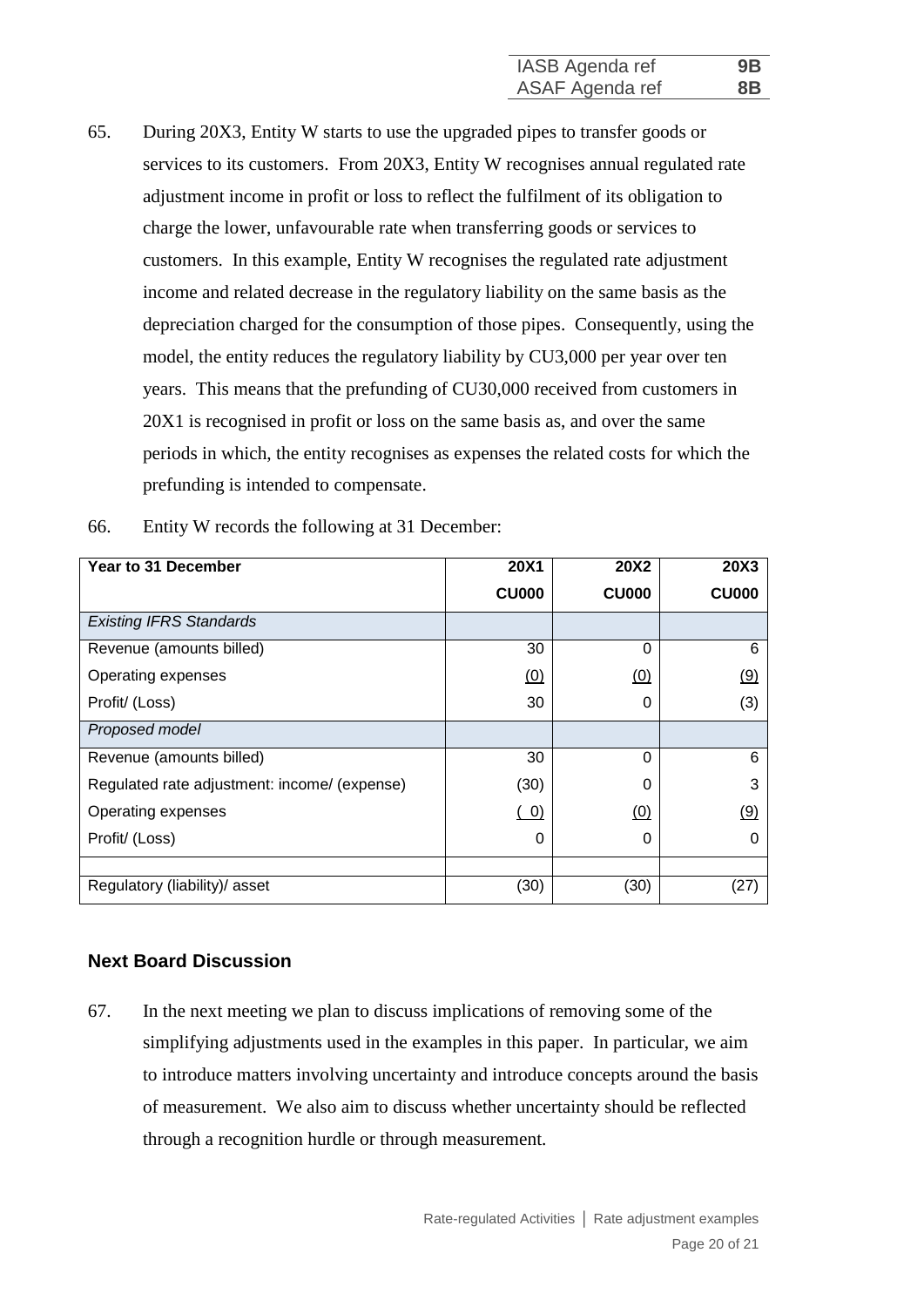65. During 20X3, Entity W starts to use the upgraded pipes to transfer goods or services to its customers. From 20X3, Entity W recognises annual regulated rate adjustment income in profit or loss to reflect the fulfilment of its obligation to charge the lower, unfavourable rate when transferring goods or services to customers. In this example, Entity W recognises the regulated rate adjustment income and related decrease in the regulatory liability on the same basis as the depreciation charged for the consumption of those pipes. Consequently, using the model, the entity reduces the regulatory liability by CU3,000 per year over ten years. This means that the prefunding of CU30,000 received from customers in 20X1 is recognised in profit or loss on the same basis as, and over the same periods in which, the entity recognises as expenses the related costs for which the prefunding is intended to compensate.

66. Entity W records the following at 31 December:

| Year to 31 December | 20X1 | 20X2 | 20X3 |
|---|---|---|---|
| | CU000 | CU000 | CU000 |
| *Existing IFRS Standards* | | | |
| Revenue (amounts billed) | 30 | 0 | 6 |
| Operating expenses | (0) | (0) | (9) |
| Profit/ (Loss) | 30 | 0 | (3) |
| *Proposed model* | | | |
| Revenue (amounts billed) | 30 | 0 | 6 |
| Regulated rate adjustment: income/ (expense) | (30) | 0 | 3 |
| Operating expenses | ( 0) | (0) | (9) |
| Profit/ (Loss) | 0 | 0 | 0 |
| | | | |
| Regulatory (liability)/ asset | (30) | (30) | (27) |

## Next Board Discussion

67. In the next meeting we plan to discuss implications of removing some of the simplifying adjustments used in the examples in this paper. In particular, we aim to introduce matters involving uncertainty and introduce concepts around the basis of measurement. We also aim to discuss whether uncertainty should be reflected through a recognition hurdle or through measurement.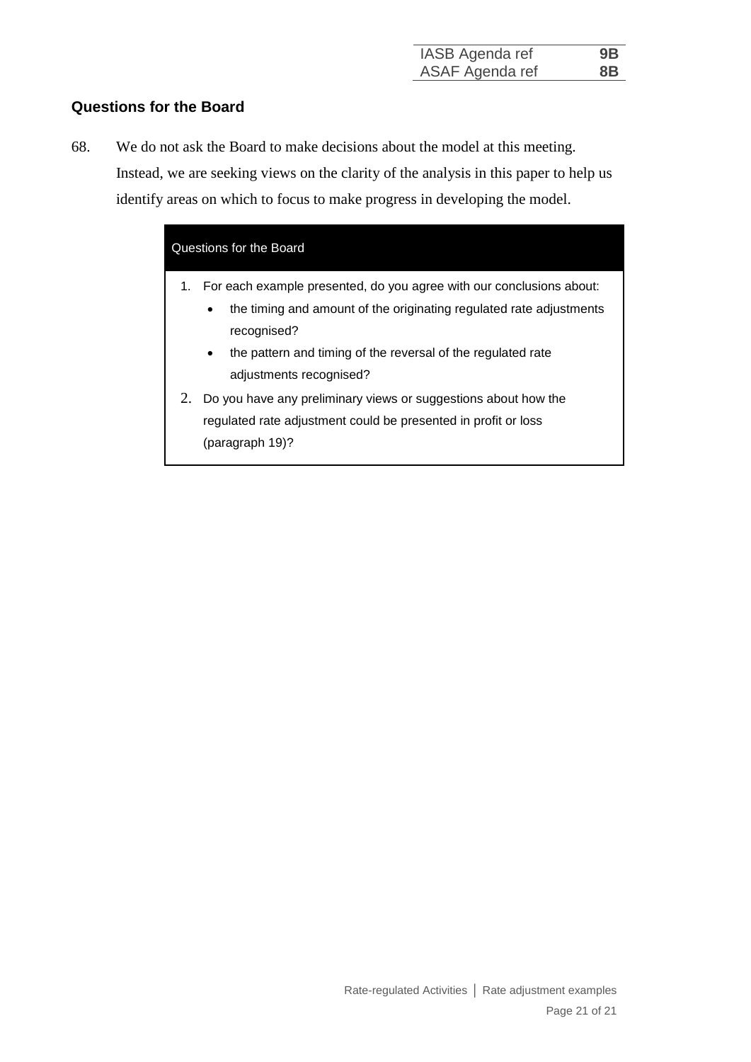## Questions for the Board

68. We do not ask the Board to make decisions about the model at this meeting. Instead, we are seeking views on the clarity of the analysis in this paper to help us identify areas on which to focus to make progress in developing the model.

> **Questions for the Board**
>
> 1. For each example presented, do you agree with our conclusions about:
>    - the timing and amount of the originating regulated rate adjustments recognised?
>    - the pattern and timing of the reversal of the regulated rate adjustments recognised?
> 2. Do you have any preliminary views or suggestions about how the regulated rate adjustment could be presented in profit or loss (paragraph 19)?